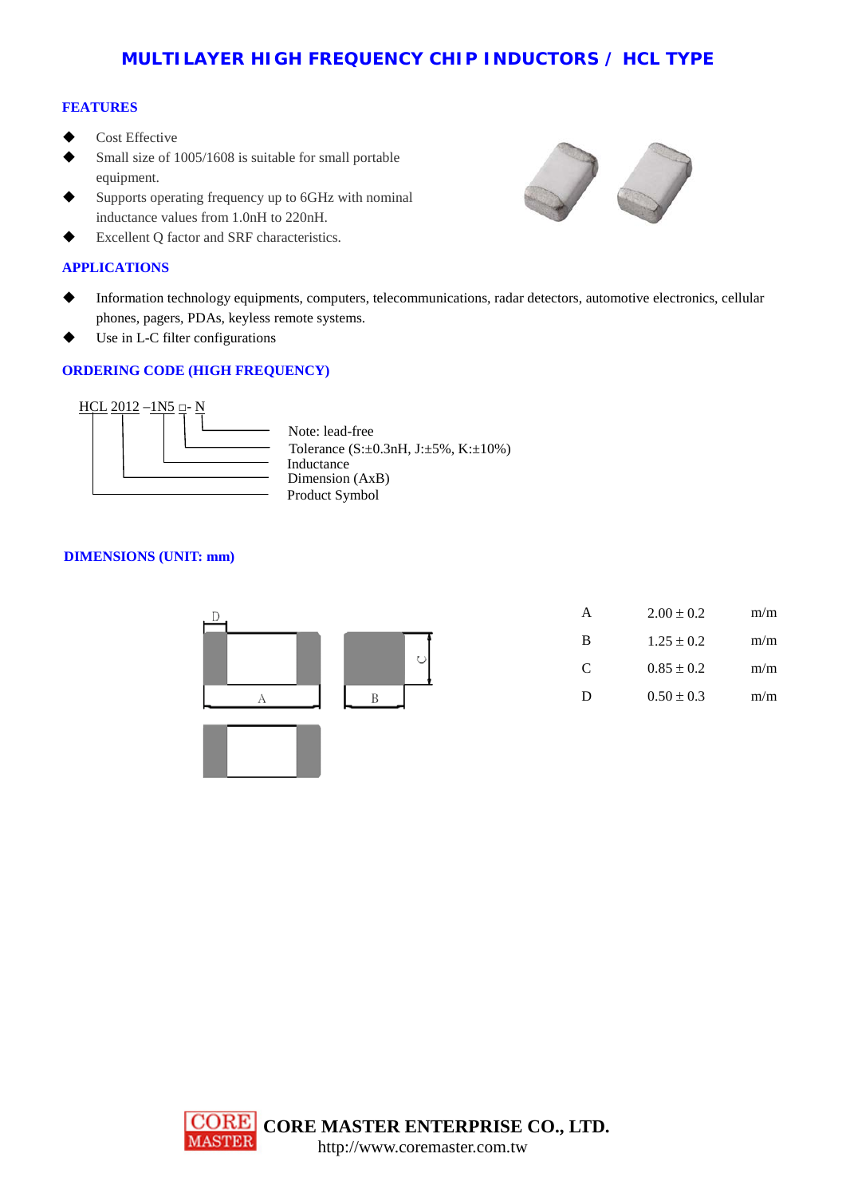# MULTILAYER HIGH FREQUENCY CHIP INDUCTORS / HCL TYPE

## FEATURES

- Cost Effective
- Small size of 1005/1608 is suitable for small portable equipment.
- Supports operating frequency up to 6GHz with nominal inductance values from 1.0nH to 220nH.
- Excellent Q factor and SRF characteristics.

## APPLICATIONS

- Information technology equipments, computers, telecommunications, radar detectors, automotive electronics, cellular phones, pagers, PDAs, keyless remote systems.
- Use in L-C filter configurations

## ORDERING CODE (HIGH FREQUENCY)

HCL 2012 –1N5 □- N

- N: Note: lead-free
- □: Tolerance (S:±0.3nH, J:±5%, K:±10%)
- 1N5: Inductance
- 2012: Dimension (AxB)
- HCL: Product Symbol

## DIMENSIONS (UNIT: mm)

| | | |
|---|---|---|
| A | 2.00 ± 0.2 | m/m |
| B | 1.25 ± 0.2 | m/m |
| C | 0.85 ± 0.2 | m/m |
| D | 0.50 ± 0.3 | m/m |

CORE MASTER ENTERPRISE CO., LTD.
http://www.coremaster.com.tw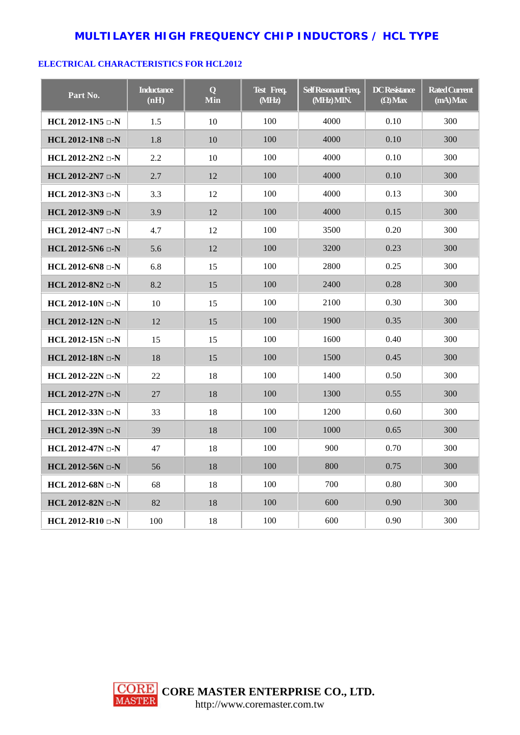# MULTILAYER HIGH FREQUENCY CHIP INDUCTORS / HCL TYPE

## ELECTRICAL CHARACTERISTICS FOR HCL2012

| Part No. | Inductance (nH) | Q Min | Test Freq. (MHz) | Self Resonant Freq. (MHz) MIN. | DC Resistance (Ω) Max | Rated Current (mA) Max |
|---|---|---|---|---|---|---|
| HCL 2012-1N5 □-N | 1.5 | 10 | 100 | 4000 | 0.10 | 300 |
| HCL 2012-1N8 □-N | 1.8 | 10 | 100 | 4000 | 0.10 | 300 |
| HCL 2012-2N2 □-N | 2.2 | 10 | 100 | 4000 | 0.10 | 300 |
| HCL 2012-2N7 □-N | 2.7 | 12 | 100 | 4000 | 0.10 | 300 |
| HCL 2012-3N3 □-N | 3.3 | 12 | 100 | 4000 | 0.13 | 300 |
| HCL 2012-3N9 □-N | 3.9 | 12 | 100 | 4000 | 0.15 | 300 |
| HCL 2012-4N7 □-N | 4.7 | 12 | 100 | 3500 | 0.20 | 300 |
| HCL 2012-5N6 □-N | 5.6 | 12 | 100 | 3200 | 0.23 | 300 |
| HCL 2012-6N8 □-N | 6.8 | 15 | 100 | 2800 | 0.25 | 300 |
| HCL 2012-8N2 □-N | 8.2 | 15 | 100 | 2400 | 0.28 | 300 |
| HCL 2012-10N □-N | 10 | 15 | 100 | 2100 | 0.30 | 300 |
| HCL 2012-12N □-N | 12 | 15 | 100 | 1900 | 0.35 | 300 |
| HCL 2012-15N □-N | 15 | 15 | 100 | 1600 | 0.40 | 300 |
| HCL 2012-18N □-N | 18 | 15 | 100 | 1500 | 0.45 | 300 |
| HCL 2012-22N □-N | 22 | 18 | 100 | 1400 | 0.50 | 300 |
| HCL 2012-27N □-N | 27 | 18 | 100 | 1300 | 0.55 | 300 |
| HCL 2012-33N □-N | 33 | 18 | 100 | 1200 | 0.60 | 300 |
| HCL 2012-39N □-N | 39 | 18 | 100 | 1000 | 0.65 | 300 |
| HCL 2012-47N □-N | 47 | 18 | 100 | 900 | 0.70 | 300 |
| HCL 2012-56N □-N | 56 | 18 | 100 | 800 | 0.75 | 300 |
| HCL 2012-68N □-N | 68 | 18 | 100 | 700 | 0.80 | 300 |
| HCL 2012-82N □-N | 82 | 18 | 100 | 600 | 0.90 | 300 |
| HCL 2012-R10 □-N | 100 | 18 | 100 | 600 | 0.90 | 300 |

CORE MASTER

**CORE MASTER ENTERPRISE CO., LTD.**
http://www.coremaster.com.tw